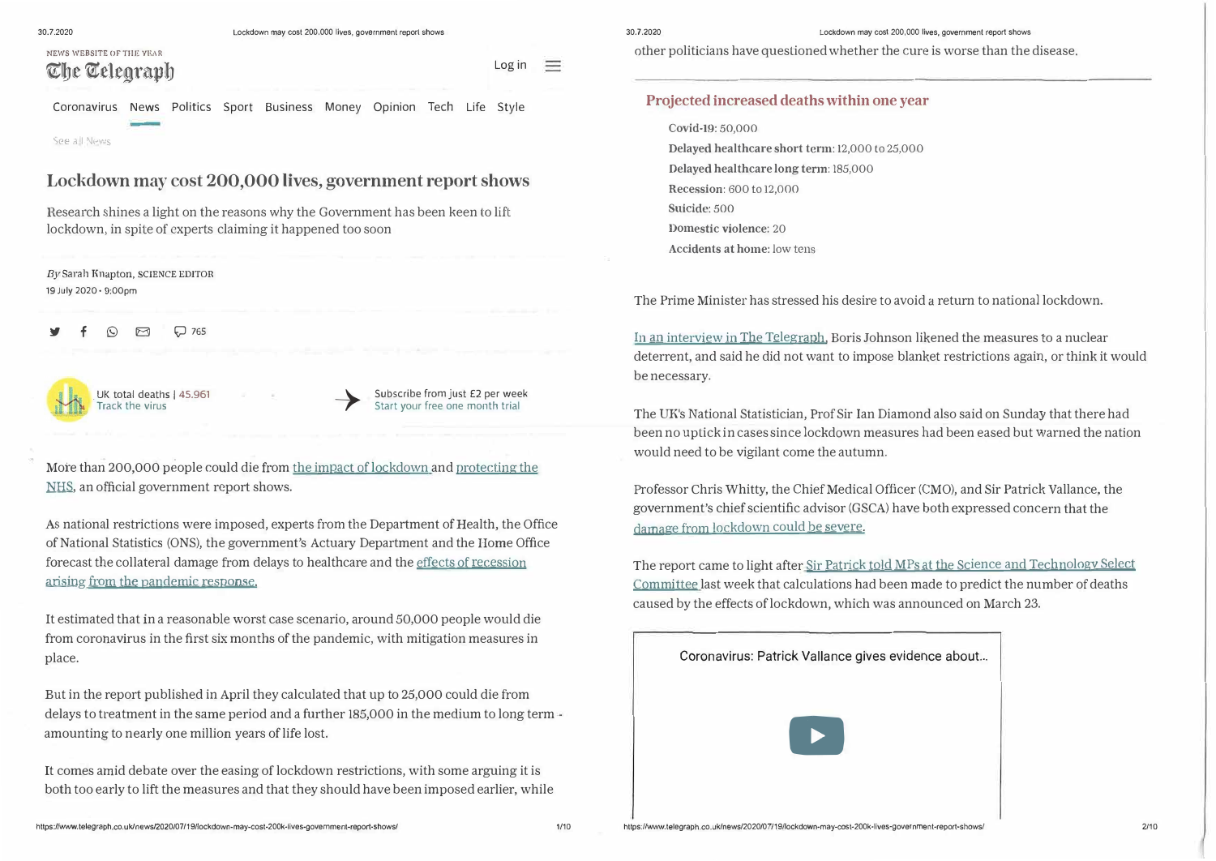NEWS WEBSITE OF THE YEAR

The Telegraph

Log in

Coronavirus News Politics Sport Business Money Opinion Tech Life Style

See all News

# Lockdown may cost 200,000 lives, government report shows

Research shines a light on the reasons why the Government has been keen to lift lockdown, in spite of experts claiming it happened too soon

*By* Sarah Knapton, SCIENCE EDITOR

19 July 2020 • 9:00pm

765

UK total deaths | 45,961
Track the virus

Subscribe from just £2 per week
Start your free one month trial

More than 200,000 people could die from the impact of lockdown and protecting the NHS, an official government report shows.

As national restrictions were imposed, experts from the Department of Health, the Office of National Statistics (ONS), the government's Actuary Department and the Home Office forecast the collateral damage from delays to healthcare and the effects of recession arising from the pandemic response.

It estimated that in a reasonable worst case scenario, around 50,000 people would die from coronavirus in the first six months of the pandemic, with mitigation measures in place.

But in the report published in April they calculated that up to 25,000 could die from delays to treatment in the same period and a further 185,000 in the medium to long term - amounting to nearly one million years of life lost.

It comes amid debate over the easing of lockdown restrictions, with some arguing it is both too early to lift the measures and that they should have been imposed earlier, while other politicians have questioned whether the cure is worse than the disease.

## Projected increased deaths within one year

**Covid-19**: 50,000

**Delayed healthcare short term**: 12,000 to 25,000

**Delayed healthcare long term**: 185,000

**Recession**: 600 to 12,000

**Suicide**: 500

**Domestic violence**: 20

**Accidents at home**: low tens

The Prime Minister has stressed his desire to avoid a return to national lockdown.

In an interview in The Telegraph, Boris Johnson likened the measures to a nuclear deterrent, and said he did not want to impose blanket restrictions again, or think it would be necessary.

The UK's National Statistician, Prof Sir Ian Diamond also said on Sunday that there had been no uptick in cases since lockdown measures had been eased but warned the nation would need to be vigilant come the autumn.

Professor Chris Whitty, the Chief Medical Officer (CMO), and Sir Patrick Vallance, the government's chief scientific advisor (GSCA) have both expressed concern that the damage from lockdown could be severe.

The report came to light after Sir Patrick told MPs at the Science and Technology Select Committee last week that calculations had been made to predict the number of deaths caused by the effects of lockdown, which was announced on March 23.

Coronavirus: Patrick Vallance gives evidence about...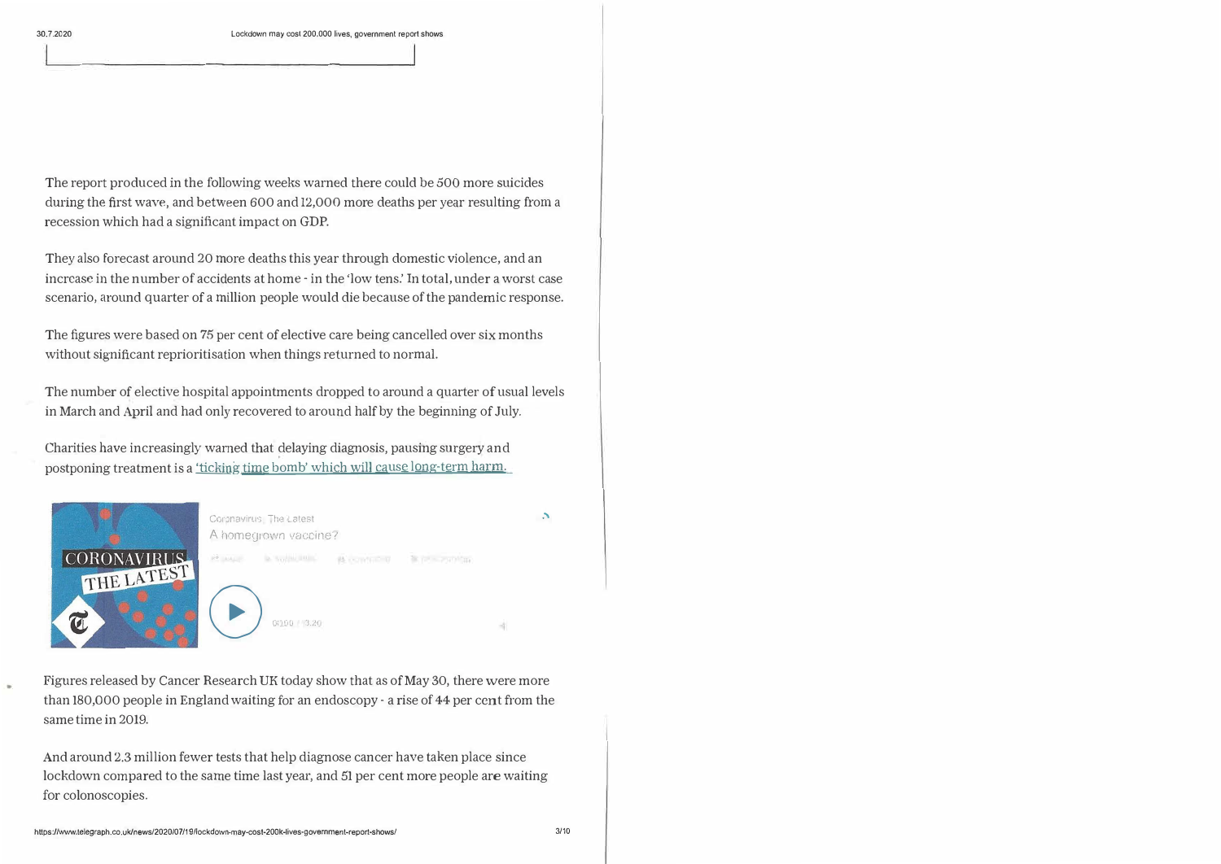The report produced in the following weeks warned there could be 500 more suicides during the first wave, and between 600 and 12,000 more deaths per year resulting from a recession which had a significant impact on GDP.

They also forecast around 20 more deaths this year through domestic violence, and an increase in the number of accidents at home - in the 'low tens.' In total, under a worst case scenario, around quarter of a million people would die because of the pandemic response.

The figures were based on 75 per cent of elective care being cancelled over six months without significant reprioritisation when things returned to normal.

The number of elective hospital appointments dropped to around a quarter of usual levels in March and April and had only recovered to around half by the beginning of July.

Charities have increasingly warned that delaying diagnosis, pausing surgery and postponing treatment is a 'ticking time bomb' which will cause long-term harm.

Figures released by Cancer Research UK today show that as of May 30, there were more than 180,000 people in England waiting for an endoscopy - a rise of 44 per cent from the same time in 2019.

And around 2.3 million fewer tests that help diagnose cancer have taken place since lockdown compared to the same time last year, and 51 per cent more people are waiting for colonoscopies.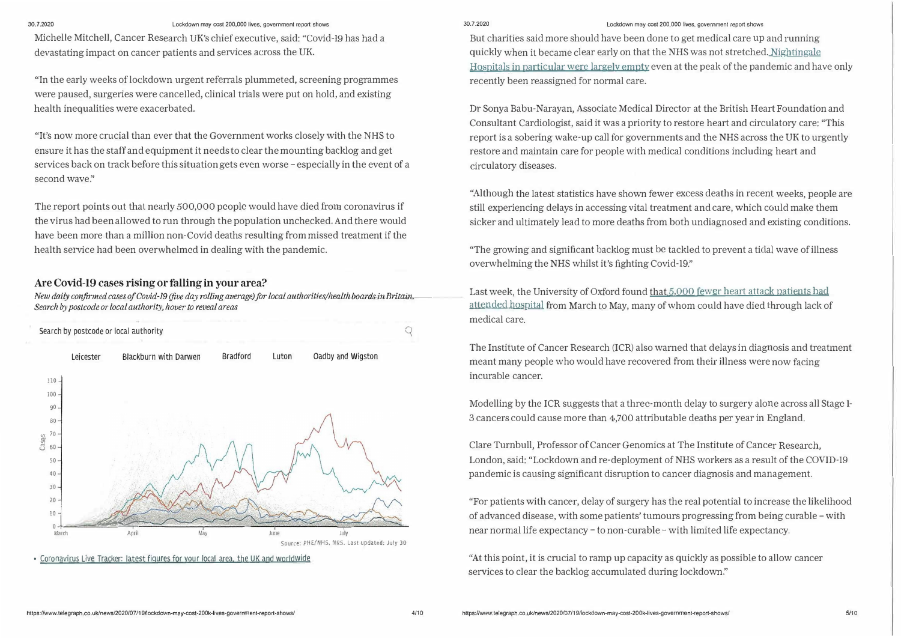Michelle Mitchell, Cancer Research UK's chief executive, said: "Covid-19 has had a devastating impact on cancer patients and services across the UK.

"In the early weeks of lockdown urgent referrals plummeted, screening programmes were paused, surgeries were cancelled, clinical trials were put on hold, and existing health inequalities were exacerbated.

"It's now more crucial than ever that the Government works closely with the NHS to ensure it has the staff and equipment it needs to clear the mounting backlog and get services back on track before this situation gets even worse – especially in the event of a second wave."

The report points out that nearly 500,000 people would have died from coronavirus if the virus had been allowed to run through the population unchecked. And there would have been more than a million non-Covid deaths resulting from missed treatment if the health service had been overwhelmed in dealing with the pandemic.

### Are Covid-19 cases rising or falling in your area?

*New daily confirmed cases of Covid-19 (five day rolling average) for local authorities/health boards in Britain. Search by postcode or local authority, hover to reveal areas*

Search by postcode or local authority

Leicester
Blackburn with Darwen
Bradford
Luton
Oadby and Wigston

Cases
110
100
90
80
70
60
50
40
30
20
10
0

March
April
May
June
July

Source: PHE/NHS, NRS. Last updated: July 30

- Coronavirus Live Tracker: latest figures for your local area, the UK and worldwide

But charities said more should have been done to get medical care up and running quickly when it became clear early on that the NHS was not stretched. Nightingale Hospitals in particular were largely empty even at the peak of the pandemic and have only recently been reassigned for normal care.

Dr Sonya Babu-Narayan, Associate Medical Director at the British Heart Foundation and Consultant Cardiologist, said it was a priority to restore heart and circulatory care: "This report is a sobering wake-up call for governments and the NHS across the UK to urgently restore and maintain care for people with medical conditions including heart and circulatory diseases.

"Although the latest statistics have shown fewer excess deaths in recent weeks, people are still experiencing delays in accessing vital treatment and care, which could make them sicker and ultimately lead to more deaths from both undiagnosed and existing conditions.

"The growing and significant backlog must be tackled to prevent a tidal wave of illness overwhelming the NHS whilst it's fighting Covid-19."

Last week, the University of Oxford found that 5,000 fewer heart attack patients had attended hospital from March to May, many of whom could have died through lack of medical care.

The Institute of Cancer Research (ICR) also warned that delays in diagnosis and treatment meant many people who would have recovered from their illness were now facing incurable cancer.

Modelling by the ICR suggests that a three-month delay to surgery alone across all Stage 1-3 cancers could cause more than 4,700 attributable deaths per year in England.

Clare Turnbull, Professor of Cancer Genomics at The Institute of Cancer Research, London, said: "Lockdown and re-deployment of NHS workers as a result of the COVID-19 pandemic is causing significant disruption to cancer diagnosis and management.

"For patients with cancer, delay of surgery has the real potential to increase the likelihood of advanced disease, with some patients' tumours progressing from being curable – with near normal life expectancy – to non-curable – with limited life expectancy.

"At this point, it is crucial to ramp up capacity as quickly as possible to allow cancer services to clear the backlog accumulated during lockdown."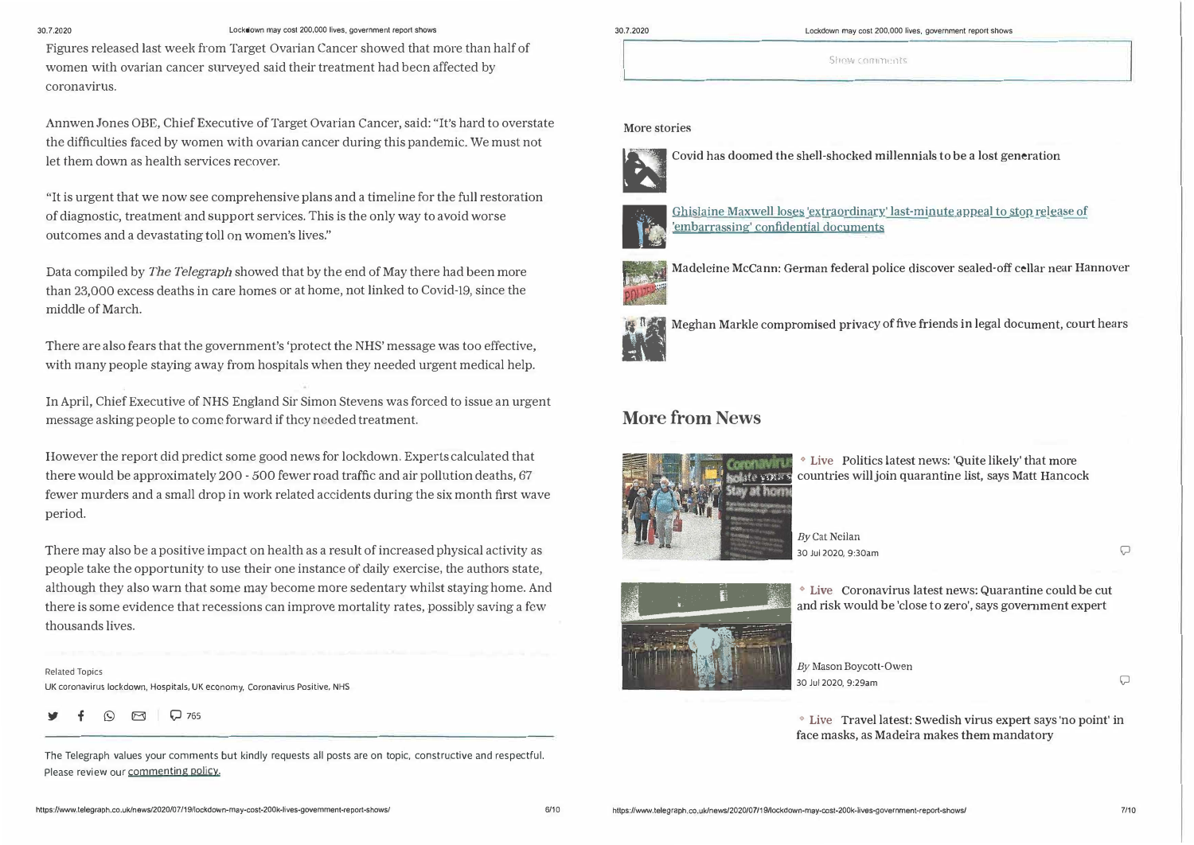Figures released last week from Target Ovarian Cancer showed that more than half of women with ovarian cancer surveyed said their treatment had been affected by coronavirus.

Annwen Jones OBE, Chief Executive of Target Ovarian Cancer, said: "It's hard to overstate the difficulties faced by women with ovarian cancer during this pandemic. We must not let them down as health services recover.

"It is urgent that we now see comprehensive plans and a timeline for the full restoration of diagnostic, treatment and support services. This is the only way to avoid worse outcomes and a devastating toll on women's lives."

Data compiled by *The Telegraph* showed that by the end of May there had been more than 23,000 excess deaths in care homes or at home, not linked to Covid-19, since the middle of March.

There are also fears that the government's 'protect the NHS' message was too effective, with many people staying away from hospitals when they needed urgent medical help.

In April, Chief Executive of NHS England Sir Simon Stevens was forced to issue an urgent message asking people to come forward if they needed treatment.

However the report did predict some good news for lockdown. Experts calculated that there would be approximately 200 - 500 fewer road traffic and air pollution deaths, 67 fewer murders and a small drop in work related accidents during the six month first wave period.

There may also be a positive impact on health as a result of increased physical activity as people take the opportunity to use their one instance of daily exercise, the authors state, although they also warn that some may become more sedentary whilst staying home. And there is some evidence that recessions can improve mortality rates, possibly saving a few thousands lives.

Related Topics

UK coronavirus lockdown, Hospitals, UK economy, Coronavirus Positive, NHS

765

The Telegraph values your comments but kindly requests all posts are on topic, constructive and respectful. Please review our commenting policy.

Show comments

More stories

Covid has doomed the shell-shocked millennials to be a lost generation

Ghislaine Maxwell loses 'extraordinary' last-minute appeal to stop release of 'embarrassing' confidential documents

Madeleine McCann: German federal police discover sealed-off cellar near Hannover

Meghan Markle compromised privacy of five friends in legal document, court hears

## More from News

Live Politics latest news: 'Quite likely' that more countries will join quarantine list, says Matt Hancock

*By* Cat Neilan
30 Jul 2020, 9:30am

Live Coronavirus latest news: Quarantine could be cut and risk would be 'close to zero', says government expert

*By* Mason Boycott-Owen
30 Jul 2020, 9:29am

Live Travel latest: Swedish virus expert says 'no point' in face masks, as Madeira makes them mandatory